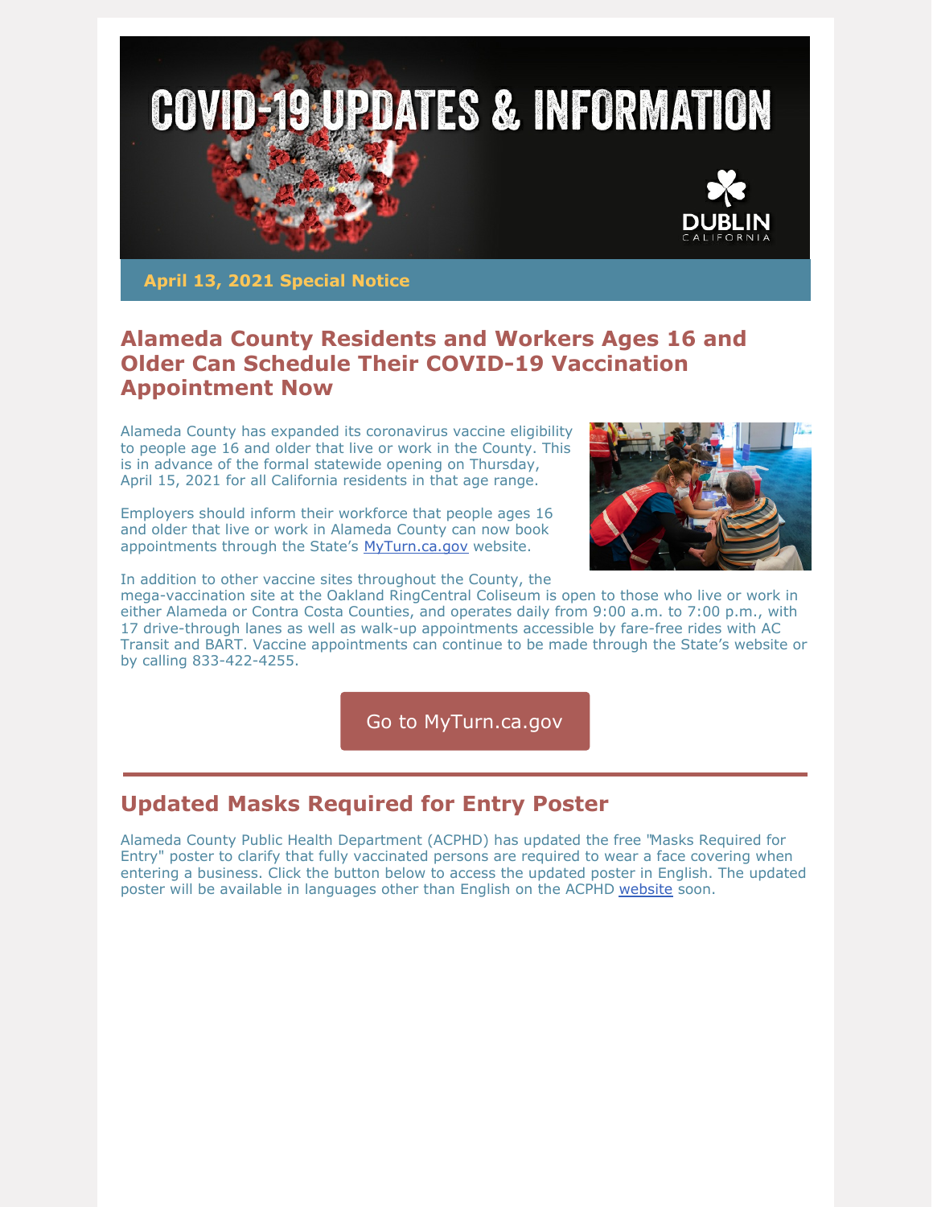# COVID-19 UPDATES & INFORMATION

DUBLIN CALIFORNIA

**April 13, 2021 Special Notice**

## Alameda County Residents and Workers Ages 16 and Older Can Schedule Their COVID-19 Vaccination Appointment Now

Alameda County has expanded its coronavirus vaccine eligibility to people age 16 and older that live or work in the County. This is in advance of the formal statewide opening on Thursday, April 15, 2021 for all California residents in that age range.

Employers should inform their workforce that people ages 16 and older that live or work in Alameda County can now book appointments through the State's [MyTurn.ca.gov](MyTurn.ca.gov) website.

In addition to other vaccine sites throughout the County, the mega-vaccination site at the Oakland RingCentral Coliseum is open to those who live or work in either Alameda or Contra Costa Counties, and operates daily from 9:00 a.m. to 7:00 p.m., with 17 drive-through lanes as well as walk-up appointments accessible by fare-free rides with AC Transit and BART. Vaccine appointments can continue to be made through the State's website or by calling 833-422-4255.

Go to MyTurn.ca.gov

---

## Updated Masks Required for Entry Poster

Alameda County Public Health Department (ACPHD) has updated the free "Masks Required for Entry" poster to clarify that fully vaccinated persons are required to wear a face covering when entering a business. Click the button below to access the updated poster in English. The updated poster will be available in languages other than English on the ACPHD website soon.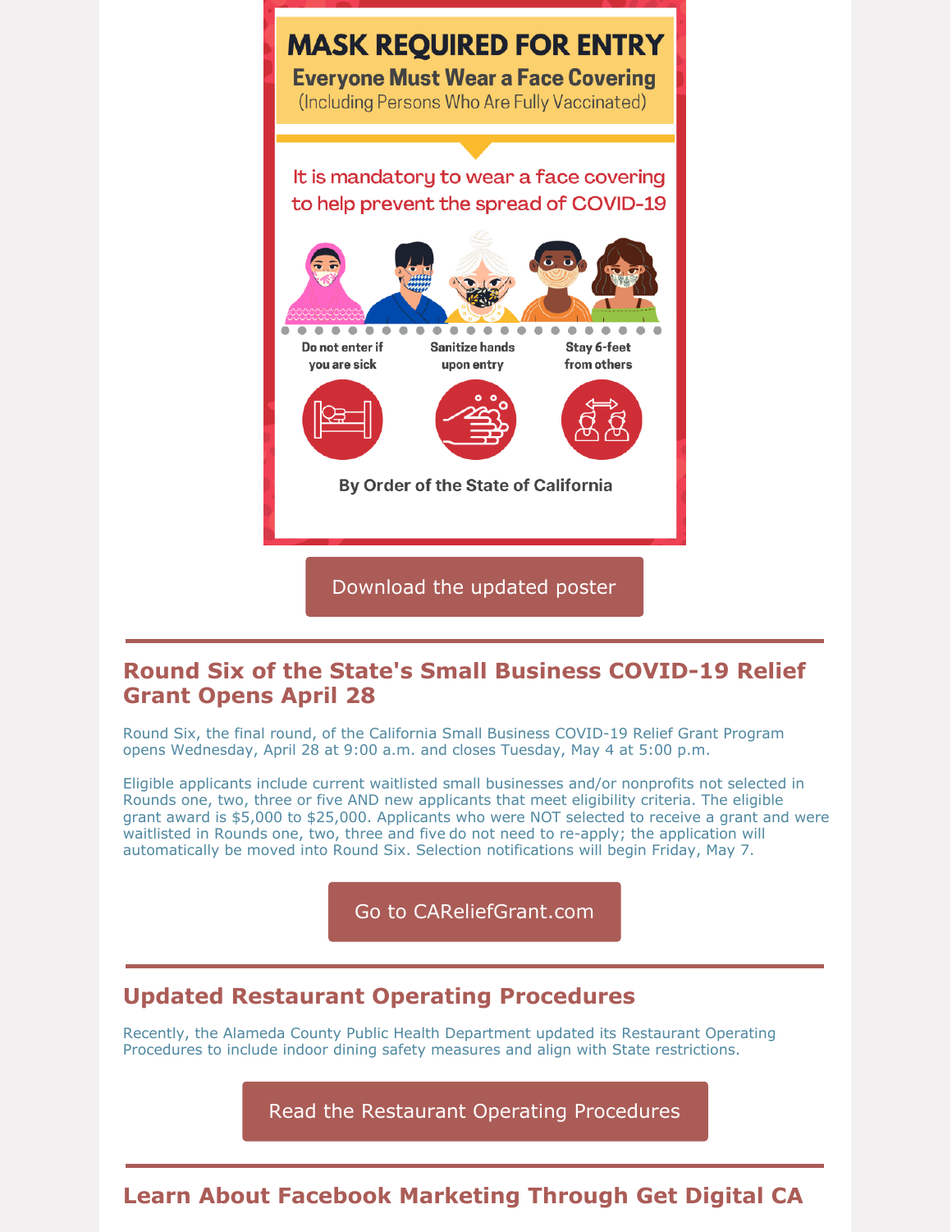# MASK REQUIRED FOR ENTRY

**Everyone Must Wear a Face Covering**

(Including Persons Who Are Fully Vaccinated)

It is mandatory to wear a face covering to help prevent the spread of COVID-19

- Do not enter if you are sick
- Sanitize hands upon entry
- Stay 6-feet from others

**By Order of the State of California**

Download the updated poster

## Round Six of the State's Small Business COVID-19 Relief Grant Opens April 28

Round Six, the final round, of the California Small Business COVID-19 Relief Grant Program opens Wednesday, April 28 at 9:00 a.m. and closes Tuesday, May 4 at 5:00 p.m.

Eligible applicants include current waitlisted small businesses and/or nonprofits not selected in Rounds one, two, three or five AND new applicants that meet eligibility criteria. The eligible grant award is $5,000 to $25,000. Applicants who were NOT selected to receive a grant and were waitlisted in Rounds one, two, three and five do not need to re-apply; the application will automatically be moved into Round Six. Selection notifications will begin Friday, May 7.

Go to CAReliefGrant.com

## Updated Restaurant Operating Procedures

Recently, the Alameda County Public Health Department updated its Restaurant Operating Procedures to include indoor dining safety measures and align with State restrictions.

Read the Restaurant Operating Procedures

## Learn About Facebook Marketing Through Get Digital CA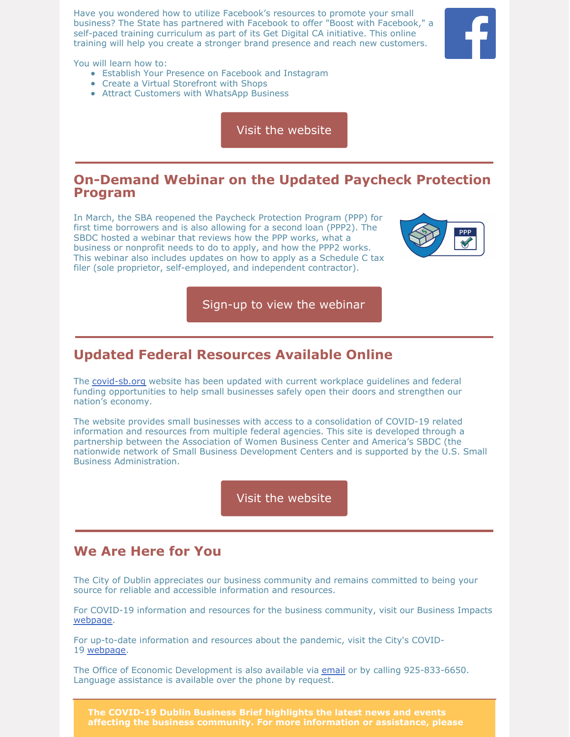Have you wondered how to utilize Facebook's resources to promote your small business? The State has partnered with Facebook to offer "Boost with Facebook," a self-paced training curriculum as part of its Get Digital CA initiative. This online training will help you create a stronger brand presence and reach new customers.

You will learn how to:

- Establish Your Presence on Facebook and Instagram
- Create a Virtual Storefront with Shops
- Attract Customers with WhatsApp Business

Visit the website

---

## On-Demand Webinar on the Updated Paycheck Protection Program

In March, the SBA reopened the Paycheck Protection Program (PPP) for first time borrowers and is also allowing for a second loan (PPP2). The SBDC hosted a webinar that reviews how the PPP works, what a business or nonprofit needs to do to apply, and how the PPP2 works. This webinar also includes updates on how to apply as a Schedule C tax filer (sole proprietor, self-employed, and independent contractor).

Sign-up to view the webinar

---

## Updated Federal Resources Available Online

The covid-sb.org website has been updated with current workplace guidelines and federal funding opportunities to help small businesses safely open their doors and strengthen our nation's economy.

The website provides small businesses with access to a consolidation of COVID-19 related information and resources from multiple federal agencies. This site is developed through a partnership between the Association of Women Business Center and America's SBDC (the nationwide network of Small Business Development Centers and is supported by the U.S. Small Business Administration.

Visit the website

---

## We Are Here for You

The City of Dublin appreciates our business community and remains committed to being your source for reliable and accessible information and resources.

For COVID-19 information and resources for the business community, visit our Business Impacts webpage.

For up-to-date information and resources about the pandemic, visit the City's COVID-19 webpage.

The Office of Economic Development is also available via email or by calling 925-833-6650. Language assistance is available over the phone by request.

**The COVID-19 Dublin Business Brief highlights the latest news and events affecting the business community. For more information or assistance, please**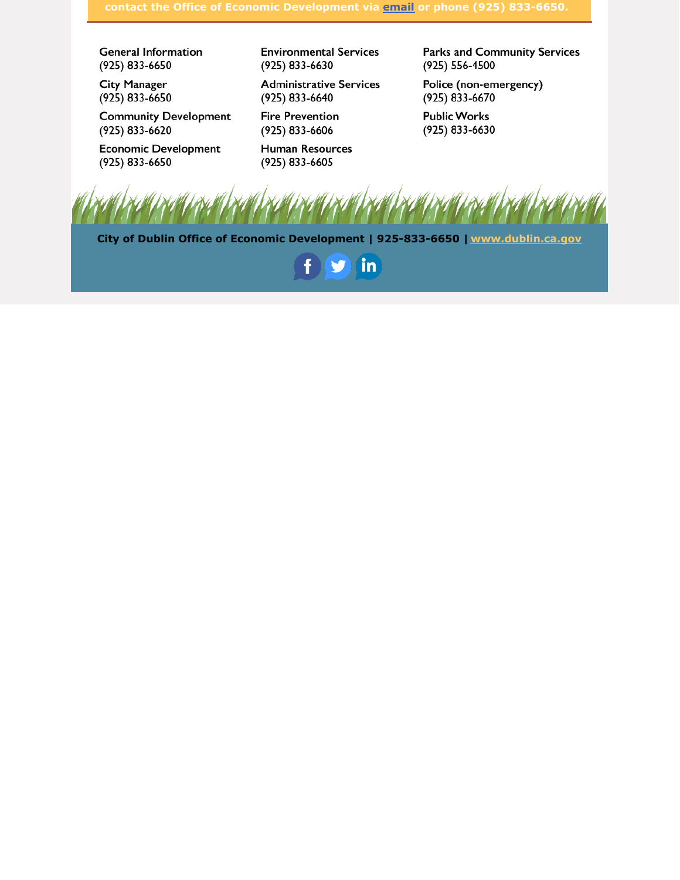**contact the Office of Economic Development via email or phone (925) 833-6650.**

**General Information**
(925) 833-6650

**City Manager**
(925) 833-6650

**Community Development**
(925) 833-6620

**Economic Development**
(925) 833-6650

**Environmental Services**
(925) 833-6630

**Administrative Services**
(925) 833-6640

**Fire Prevention**
(925) 833-6606

**Human Resources**
(925) 833-6605

**Parks and Community Services**
(925) 556-4500

**Police (non-emergency)**
(925) 833-6670

**Public Works**
(925) 833-6630

**City of Dublin Office of Economic Development | 925-833-6650 | www.dublin.ca.gov**